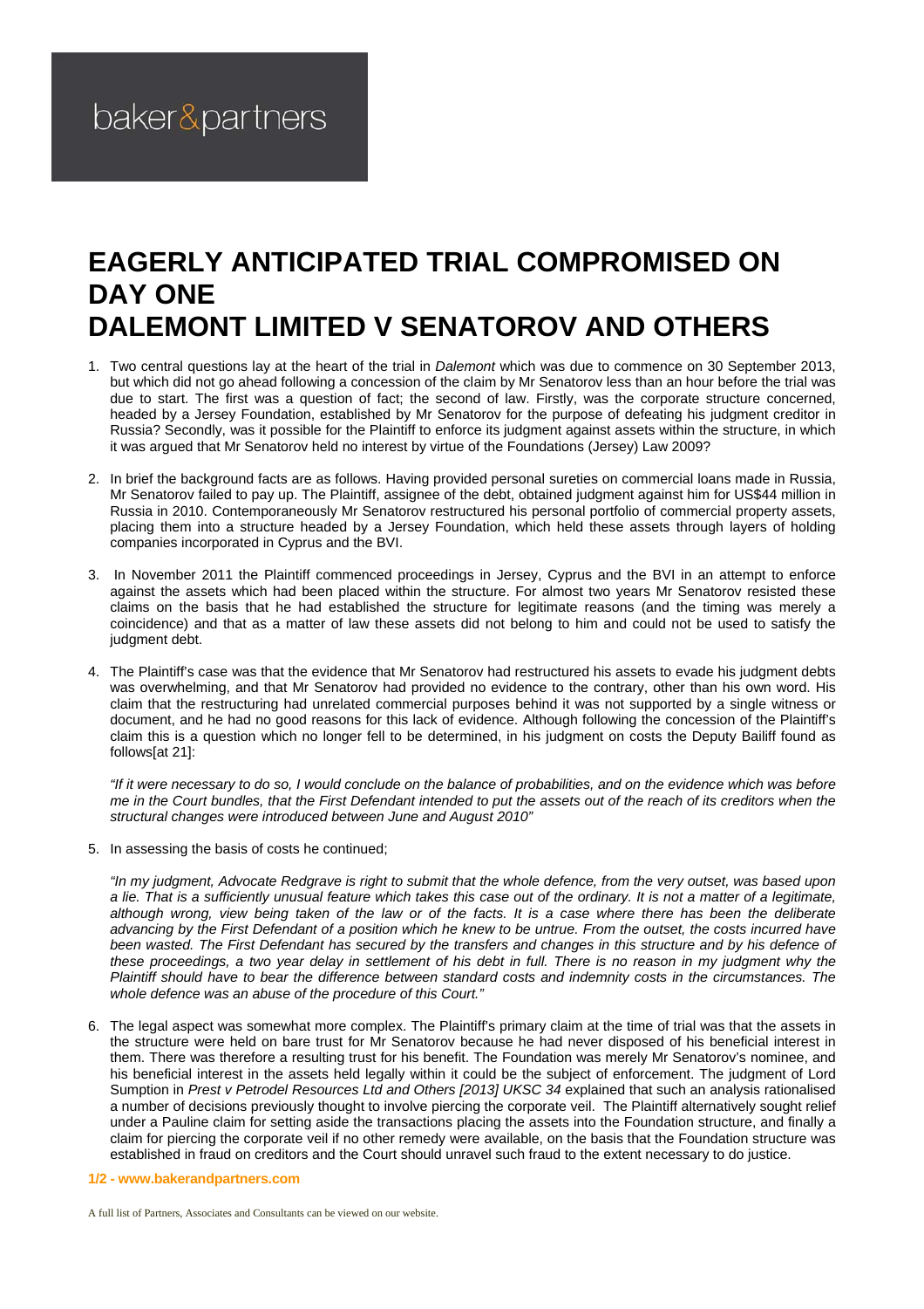baker&partners

# EAGERLY ANTICIPATED TRIAL COMPROMISED ON DAY ONE DALEMONT LIMITED V SENATOROV AND OTHERS

1. Two central questions lay at the heart of the trial in *Dalemont* which was due to commence on 30 September 2013, but which did not go ahead following a concession of the claim by Mr Senatorov less than an hour before the trial was due to start. The first was a question of fact; the second of law. Firstly, was the corporate structure concerned, headed by a Jersey Foundation, established by Mr Senatorov for the purpose of defeating his judgment creditor in Russia? Secondly, was it possible for the Plaintiff to enforce its judgment against assets within the structure, in which it was argued that Mr Senatorov held no interest by virtue of the Foundations (Jersey) Law 2009?

2. In brief the background facts are as follows. Having provided personal sureties on commercial loans made in Russia, Mr Senatorov failed to pay up. The Plaintiff, assignee of the debt, obtained judgment against him for US$44 million in Russia in 2010. Contemporaneously Mr Senatorov restructured his personal portfolio of commercial property assets, placing them into a structure headed by a Jersey Foundation, which held these assets through layers of holding companies incorporated in Cyprus and the BVI.

3. In November 2011 the Plaintiff commenced proceedings in Jersey, Cyprus and the BVI in an attempt to enforce against the assets which had been placed within the structure. For almost two years Mr Senatorov resisted these claims on the basis that he had established the structure for legitimate reasons (and the timing was merely a coincidence) and that as a matter of law these assets did not belong to him and could not be used to satisfy the judgment debt.

4. The Plaintiff's case was that the evidence that Mr Senatorov had restructured his assets to evade his judgment debts was overwhelming, and that Mr Senatorov had provided no evidence to the contrary, other than his own word. His claim that the restructuring had unrelated commercial purposes behind it was not supported by a single witness or document, and he had no good reasons for this lack of evidence. Although following the concession of the Plaintiff's claim this is a question which no longer fell to be determined, in his judgment on costs the Deputy Bailiff found as follows[at 21]:

   *"If it were necessary to do so, I would conclude on the balance of probabilities, and on the evidence which was before me in the Court bundles, that the First Defendant intended to put the assets out of the reach of its creditors when the structural changes were introduced between June and August 2010"*

5. In assessing the basis of costs he continued;

   *"In my judgment, Advocate Redgrave is right to submit that the whole defence, from the very outset, was based upon a lie. That is a sufficiently unusual feature which takes this case out of the ordinary. It is not a matter of a legitimate, although wrong, view being taken of the law or of the facts. It is a case where there has been the deliberate advancing by the First Defendant of a position which he knew to be untrue. From the outset, the costs incurred have been wasted. The First Defendant has secured by the transfers and changes in this structure and by his defence of these proceedings, a two year delay in settlement of his debt in full. There is no reason in my judgment why the Plaintiff should have to bear the difference between standard costs and indemnity costs in the circumstances. The whole defence was an abuse of the procedure of this Court."*

6. The legal aspect was somewhat more complex. The Plaintiff's primary claim at the time of trial was that the assets in the structure were held on bare trust for Mr Senatorov because he had never disposed of his beneficial interest in them. There was therefore a resulting trust for his benefit. The Foundation was merely Mr Senatorov's nominee, and his beneficial interest in the assets held legally within it could be the subject of enforcement. The judgment of Lord Sumption in *Prest v Petrodel Resources Ltd and Others [2013] UKSC 34* explained that such an analysis rationalised a number of decisions previously thought to involve piercing the corporate veil. The Plaintiff alternatively sought relief under a Pauline claim for setting aside the transactions placing the assets into the Foundation structure, and finally a claim for piercing the corporate veil if no other remedy were available, on the basis that the Foundation structure was established in fraud on creditors and the Court should unravel such fraud to the extent necessary to do justice.

A full list of Partners, Associates and Consultants can be viewed on our website.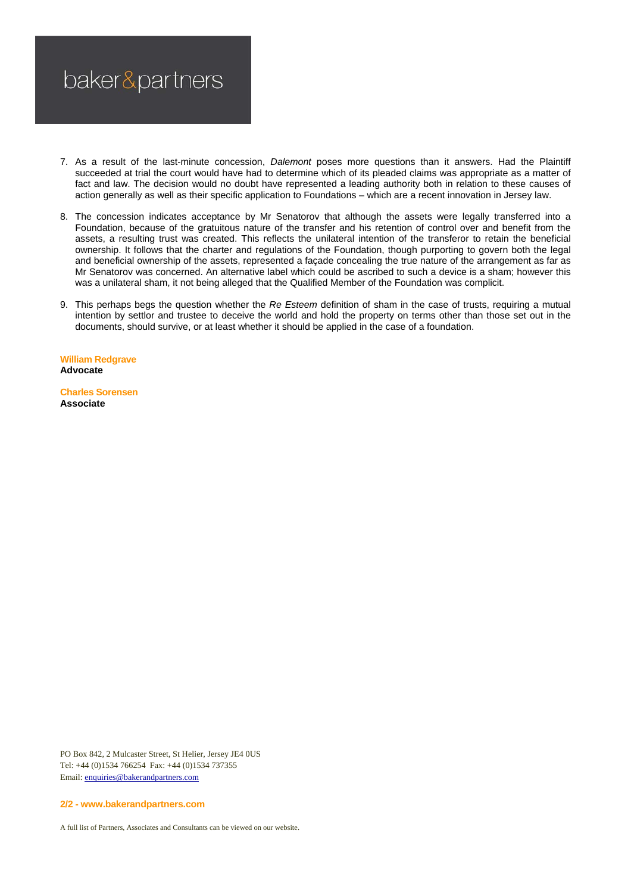7. As a result of the last-minute concession, *Dalemont* poses more questions than it answers. Had the Plaintiff succeeded at trial the court would have had to determine which of its pleaded claims was appropriate as a matter of fact and law. The decision would no doubt have represented a leading authority both in relation to these causes of action generally as well as their specific application to Foundations – which are a recent innovation in Jersey law.

8. The concession indicates acceptance by Mr Senatorov that although the assets were legally transferred into a Foundation, because of the gratuitous nature of the transfer and his retention of control over and benefit from the assets, a resulting trust was created. This reflects the unilateral intention of the transferor to retain the beneficial ownership. It follows that the charter and regulations of the Foundation, though purporting to govern both the legal and beneficial ownership of the assets, represented a façade concealing the true nature of the arrangement as far as Mr Senatorov was concerned. An alternative label which could be ascribed to such a device is a sham; however this was a unilateral sham, it not being alleged that the Qualified Member of the Foundation was complicit.

9. This perhaps begs the question whether the *Re Esteem* definition of sham in the case of trusts, requiring a mutual intention by settlor and trustee to deceive the world and hold the property on terms other than those set out in the documents, should survive, or at least whether it should be applied in the case of a foundation.

**William Redgrave**
**Advocate**

**Charles Sorensen**
**Associate**

PO Box 842, 2 Mulcaster Street, St Helier, Jersey JE4 0US
Tel: +44 (0)1534 766254 Fax: +44 (0)1534 737355
Email: enquiries@bakerandpartners.com

A full list of Partners, Associates and Consultants can be viewed on our website.